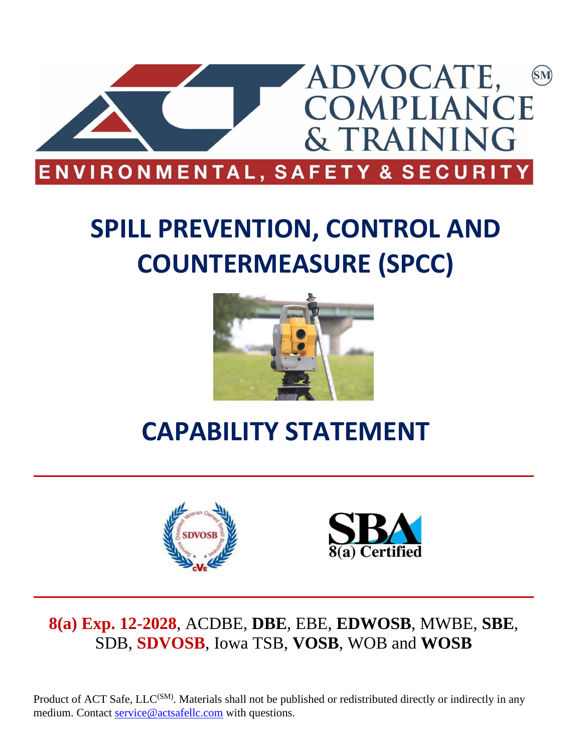ADVOCATE, COMPLIANCE & TRAINING (SM)

ENVIRONMENTAL, SAFETY & SECURITY

# SPILL PREVENTION, CONTROL AND COUNTERMEASURE (SPCC)

# CAPABILITY STATEMENT

SDVOSB

SBA 8(a) Certified

**8(a) Exp. 12-2028**, ACDBE, **DBE**, EBE, **EDWOSB**, MWBE, **SBE**, SDB, **SDVOSB**, Iowa TSB, **VOSB**, WOB and **WOSB**

Product of ACT Safe, LLC(SM). Materials shall not be published or redistributed directly or indirectly in any medium. Contact service@actsafellc.com with questions.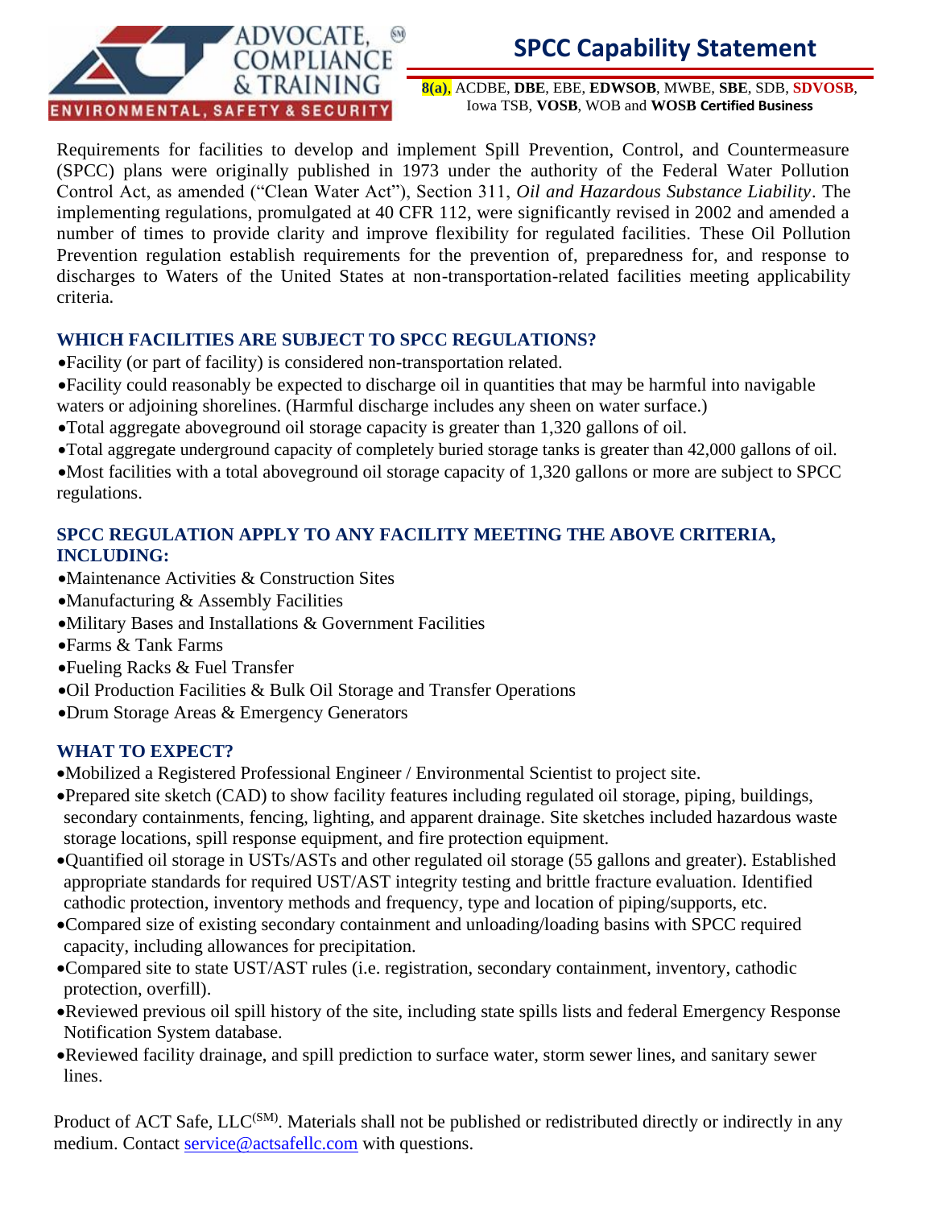# SPCC Capability Statement

**8(a)**, ACDBE, **DBE**, EBE, **EDWSOB**, MWBE, **SBE**, SDB, **SDVOSB**, Iowa TSB, **VOSB**, WOB and **WOSB Certified Business**

Requirements for facilities to develop and implement Spill Prevention, Control, and Countermeasure (SPCC) plans were originally published in 1973 under the authority of the Federal Water Pollution Control Act, as amended ("Clean Water Act"), Section 311, *Oil and Hazardous Substance Liability*. The implementing regulations, promulgated at 40 CFR 112, were significantly revised in 2002 and amended a number of times to provide clarity and improve flexibility for regulated facilities. These Oil Pollution Prevention regulation establish requirements for the prevention of, preparedness for, and response to discharges to Waters of the United States at non-transportation-related facilities meeting applicability criteria.

## WHICH FACILITIES ARE SUBJECT TO SPCC REGULATIONS?

- Facility (or part of facility) is considered non-transportation related.
- Facility could reasonably be expected to discharge oil in quantities that may be harmful into navigable waters or adjoining shorelines. (Harmful discharge includes any sheen on water surface.)
- Total aggregate aboveground oil storage capacity is greater than 1,320 gallons of oil.
- Total aggregate underground capacity of completely buried storage tanks is greater than 42,000 gallons of oil.
- Most facilities with a total aboveground oil storage capacity of 1,320 gallons or more are subject to SPCC regulations.

## SPCC REGULATION APPLY TO ANY FACILITY MEETING THE ABOVE CRITERIA, INCLUDING:

- Maintenance Activities & Construction Sites
- Manufacturing & Assembly Facilities
- Military Bases and Installations & Government Facilities
- Farms & Tank Farms
- Fueling Racks & Fuel Transfer
- Oil Production Facilities & Bulk Oil Storage and Transfer Operations
- Drum Storage Areas & Emergency Generators

## WHAT TO EXPECT?

- Mobilized a Registered Professional Engineer / Environmental Scientist to project site.
- Prepared site sketch (CAD) to show facility features including regulated oil storage, piping, buildings, secondary containments, fencing, lighting, and apparent drainage. Site sketches included hazardous waste storage locations, spill response equipment, and fire protection equipment.
- Quantified oil storage in USTs/ASTs and other regulated oil storage (55 gallons and greater). Established appropriate standards for required UST/AST integrity testing and brittle fracture evaluation. Identified cathodic protection, inventory methods and frequency, type and location of piping/supports, etc.
- Compared size of existing secondary containment and unloading/loading basins with SPCC required capacity, including allowances for precipitation.
- Compared site to state UST/AST rules (i.e. registration, secondary containment, inventory, cathodic protection, overfill).
- Reviewed previous oil spill history of the site, including state spills lists and federal Emergency Response Notification System database.
- Reviewed facility drainage, and spill prediction to surface water, storm sewer lines, and sanitary sewer lines.

Product of ACT Safe, LLC(SM). Materials shall not be published or redistributed directly or indirectly in any medium. Contact service@actsafellc.com with questions.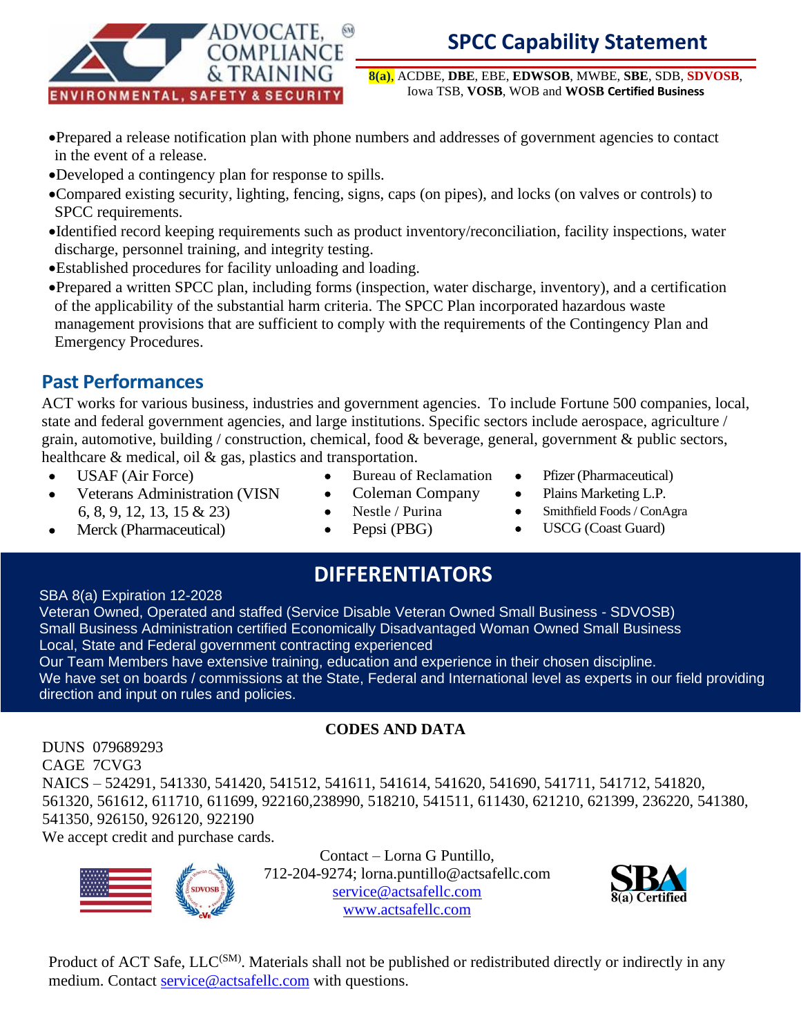# SPCC Capability Statement

**8(a)**, ACDBE, **DBE**, EBE, **EDWSOB**, MWBE, **SBE**, SDB, **SDVOSB**, Iowa TSB, **VOSB**, WOB and **WOSB Certified Business**

- Prepared a release notification plan with phone numbers and addresses of government agencies to contact in the event of a release.
- Developed a contingency plan for response to spills.
- Compared existing security, lighting, fencing, signs, caps (on pipes), and locks (on valves or controls) to SPCC requirements.
- Identified record keeping requirements such as product inventory/reconciliation, facility inspections, water discharge, personnel training, and integrity testing.
- Established procedures for facility unloading and loading.
- Prepared a written SPCC plan, including forms (inspection, water discharge, inventory), and a certification of the applicability of the substantial harm criteria. The SPCC Plan incorporated hazardous waste management provisions that are sufficient to comply with the requirements of the Contingency Plan and Emergency Procedures.

## Past Performances

ACT works for various business, industries and government agencies. To include Fortune 500 companies, local, state and federal government agencies, and large institutions. Specific sectors include aerospace, agriculture / grain, automotive, building / construction, chemical, food & beverage, general, government & public sectors, healthcare & medical, oil & gas, plastics and transportation.

- USAF (Air Force)
- Veterans Administration (VISN 6, 8, 9, 12, 13, 15 & 23)
- Merck (Pharmaceutical)
- Bureau of Reclamation
- Coleman Company
- Nestle / Purina
- Pepsi (PBG)
- Pfizer (Pharmaceutical)
- Plains Marketing L.P.
- Smithfield Foods / ConAgra
- USCG (Coast Guard)

## DIFFERENTIATORS

SBA 8(a) Expiration 12-2028
Veteran Owned, Operated and staffed (Service Disable Veteran Owned Small Business - SDVOSB)
Small Business Administration certified Economically Disadvantaged Woman Owned Small Business
Local, State and Federal government contracting experienced
Our Team Members have extensive training, education and experience in their chosen discipline.
We have set on boards / commissions at the State, Federal and International level as experts in our field providing direction and input on rules and policies.

**CODES AND DATA**

DUNS 079689293
CAGE 7CVG3
NAICS – 524291, 541330, 541420, 541512, 541611, 541614, 541620, 541690, 541711, 541712, 541820, 561320, 561612, 611710, 611699, 922160,238990, 518210, 541511, 611430, 621210, 621399, 236220, 541380, 541350, 926150, 926120, 922190
We accept credit and purchase cards.

Contact – Lorna G Puntillo,
712-204-9274; lorna.puntillo@actsafellc.com
service@actsafellc.com
www.actsafellc.com

Product of ACT Safe, LLC(SM). Materials shall not be published or redistributed directly or indirectly in any medium. Contact service@actsafellc.com with questions.